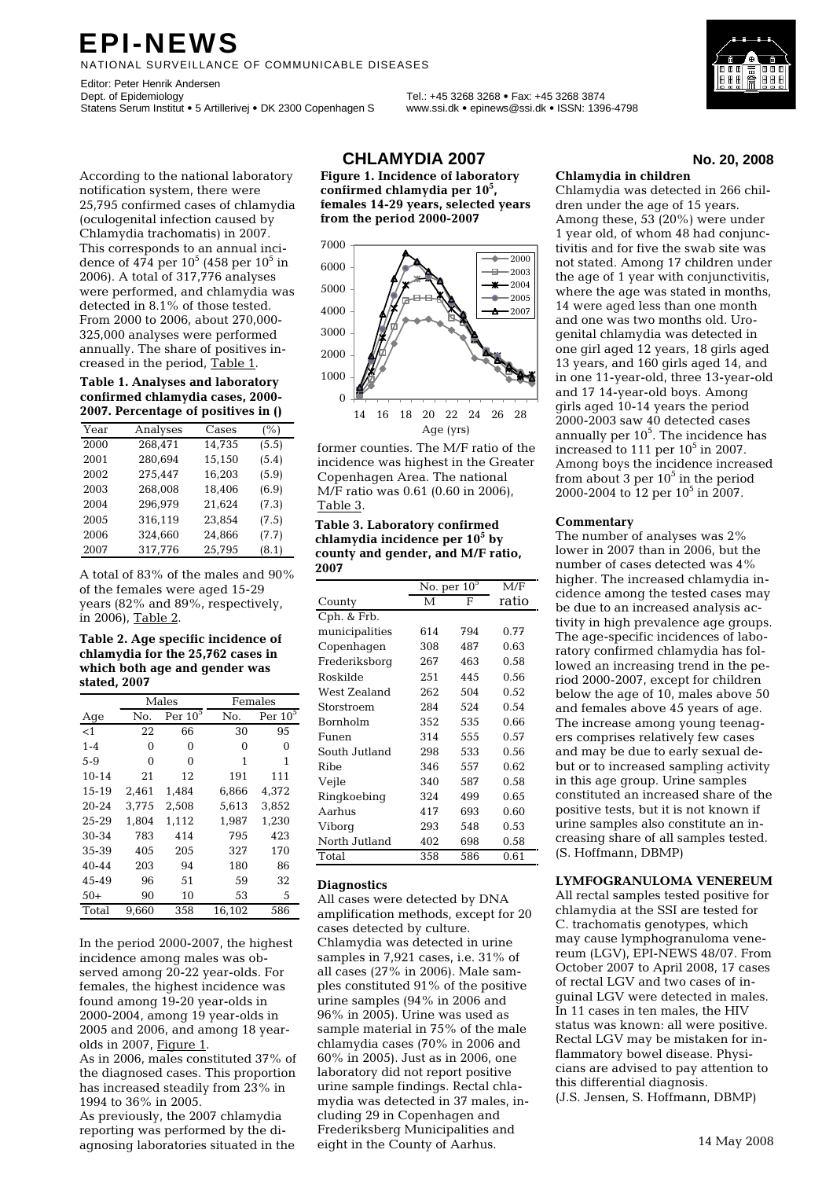# EPI-NEWS

NATIONAL SURVEILLANCE OF COMMUNICABLE DISEASES

Editor: Peter Henrik Andersen
Dept. of Epidemiology
Statens Serum Institut • 5 Artillerivej • DK 2300 Copenhagen S

Tel.: +45 3268 3268 • Fax: +45 3268 3874
www.ssi.dk • epinews@ssi.dk • ISSN: 1396-4798

## CHLAMYDIA 2007

**No. 20, 2008**

According to the national laboratory notification system, there were 25,795 confirmed cases of chlamydia (oculogenital infection caused by Chlamydia trachomatis) in 2007. This corresponds to an annual incidence of 474 per $10^5$ (458 per $10^5$ in 2006). A total of 317,776 analyses were performed, and chlamydia was detected in 8.1% of those tested. From 2000 to 2006, about 270,000-325,000 analyses were performed annually. The share of positives increased in the period, Table 1.

**Table 1. Analyses and laboratory confirmed chlamydia cases, 2000-2007. Percentage of positives in ()**

| Year | Analyses | Cases | (%) |
|---|---|---|---|
| 2000 | 268,471 | 14,735 | (5.5) |
| 2001 | 280,694 | 15,150 | (5.4) |
| 2002 | 275,447 | 16,203 | (5.9) |
| 2003 | 268,008 | 18,406 | (6.9) |
| 2004 | 296,979 | 21,624 | (7.3) |
| 2005 | 316,119 | 23,854 | (7.5) |
| 2006 | 324,660 | 24,866 | (7.7) |
| 2007 | 317,776 | 25,795 | (8.1) |

A total of 83% of the males and 90% of the females were aged 15-29 years (82% and 89%, respectively, in 2006), Table 2.

**Table 2. Age specific incidence of chlamydia for the 25,762 cases in which both age and gender was stated, 2007**

| | Males | | Females | |
|---|---|---|---|---|
| Age | No. | Per $10^5$ | No. | Per $10^5$ |
| <1 | 22 | 66 | 30 | 95 |
| 1-4 | 0 | 0 | 0 | 0 |
| 5-9 | 0 | 0 | 1 | 1 |
| 10-14 | 21 | 12 | 191 | 111 |
| 15-19 | 2,461 | 1,484 | 6,866 | 4,372 |
| 20-24 | 3,775 | 2,508 | 5,613 | 3,852 |
| 25-29 | 1,804 | 1,112 | 1,987 | 1,230 |
| 30-34 | 783 | 414 | 795 | 423 |
| 35-39 | 405 | 205 | 327 | 170 |
| 40-44 | 203 | 94 | 180 | 86 |
| 45-49 | 96 | 51 | 59 | 32 |
| 50+ | 90 | 10 | 53 | 5 |
| Total | 9,660 | 358 | 16,102 | 586 |

In the period 2000-2007, the highest incidence among males was observed among 20-22 year-olds. For females, the highest incidence was found among 19-20 year-olds in 2000-2004, among 19 year-olds in 2005 and 2006, and among 18 year-olds in 2007, Figure 1.

As in 2006, males constituted 37% of the diagnosed cases. This proportion has increased steadily from 23% in 1994 to 36% in 2005.

As previously, the 2007 chlamydia reporting was performed by the diagnosing laboratories situated in the former counties. The M/F ratio of the incidence was highest in the Greater Copenhagen Area. The national M/F ratio was 0.61 (0.60 in 2006), Table 3.

**Figure 1. Incidence of laboratory confirmed chlamydia per $10^5$, females 14-29 years, selected years from the period 2000-2007**

**Table 3. Laboratory confirmed chlamydia incidence per $10^5$ by county and gender, and M/F ratio, 2007**

| | No. per $10^5$ | | M/F |
|---|---|---|---|
| County | M | F | ratio |
| Cph. & Frb. municipalities | 614 | 794 | 0.77 |
| Copenhagen | 308 | 487 | 0.63 |
| Frederiksborg | 267 | 463 | 0.58 |
| Roskilde | 251 | 445 | 0.56 |
| West Zealand | 262 | 504 | 0.52 |
| Storstroem | 284 | 524 | 0.54 |
| Bornholm | 352 | 535 | 0.66 |
| Funen | 314 | 555 | 0.57 |
| South Jutland | 298 | 533 | 0.56 |
| Ribe | 346 | 557 | 0.62 |
| Vejle | 340 | 587 | 0.58 |
| Ringkoebing | 324 | 499 | 0.65 |
| Aarhus | 417 | 693 | 0.60 |
| Viborg | 293 | 548 | 0.53 |
| North Jutland | 402 | 698 | 0.58 |
| Total | 358 | 586 | 0.61 |

### Diagnostics

All cases were detected by DNA amplification methods, except for 20 cases detected by culture. Chlamydia was detected in urine samples in 7,921 cases, i.e. 31% of all cases (27% in 2006). Male samples constituted 91% of the positive urine samples (94% in 2006 and 96% in 2005). Urine was used as sample material in 75% of the male chlamydia cases (70% in 2006 and 60% in 2005). Just as in 2006, one laboratory did not report positive urine sample findings. Rectal chlamydia was detected in 37 males, including 29 in Copenhagen and Frederiksberg Municipalities and eight in the County of Aarhus.

### Chlamydia in children

Chlamydia was detected in 266 children under the age of 15 years. Among these, 53 (20%) were under 1 year old, of whom 48 had conjunctivitis and for five the swab site was not stated. Among 17 children under the age of 1 year with conjunctivitis, where the age was stated in months, 14 were aged less than one month and one was two months old. Urogenital chlamydia was detected in one girl aged 12 years, 18 girls aged 13 years, and 160 girls aged 14, and in one 11-year-old, three 13-year-old and 17 14-year-old boys. Among girls aged 10-14 years the period 2000-2003 saw 40 detected cases annually per $10^5$. The incidence has increased to 111 per $10^5$ in 2007. Among boys the incidence increased from about 3 per $10^5$ in the period 2000-2004 to 12 per $10^5$ in 2007.

### Commentary

The number of analyses was 2% lower in 2007 than in 2006, but the number of cases detected was 4% higher. The increased chlamydia incidence among the tested cases may be due to an increased analysis activity in high prevalence age groups. The age-specific incidences of laboratory confirmed chlamydia has followed an increasing trend in the period 2000-2007, except for children below the age of 10, males above 50 and females above 45 years of age. The increase among young teenagers comprises relatively few cases and may be due to early sexual debut or to increased sampling activity in this age group. Urine samples constituted an increased share of the positive tests, but it is not known if urine samples also constitute an increasing share of all samples tested.
(S. Hoffmann, DBMP)

## LYMFOGRANULOMA VENEREUM

All rectal samples tested positive for chlamydia at the SSI are tested for C. trachomatis genotypes, which may cause lymphogranuloma venereum (LGV), EPI-NEWS 48/07. From October 2007 to April 2008, 17 cases of rectal LGV and two cases of inguinal LGV were detected in males. In 11 cases in ten males, the HIV status was known: all were positive. Rectal LGV may be mistaken for inflammatory bowel disease. Physicians are advised to pay attention to this differential diagnosis.
(J.S. Jensen, S. Hoffmann, DBMP)

14 May 2008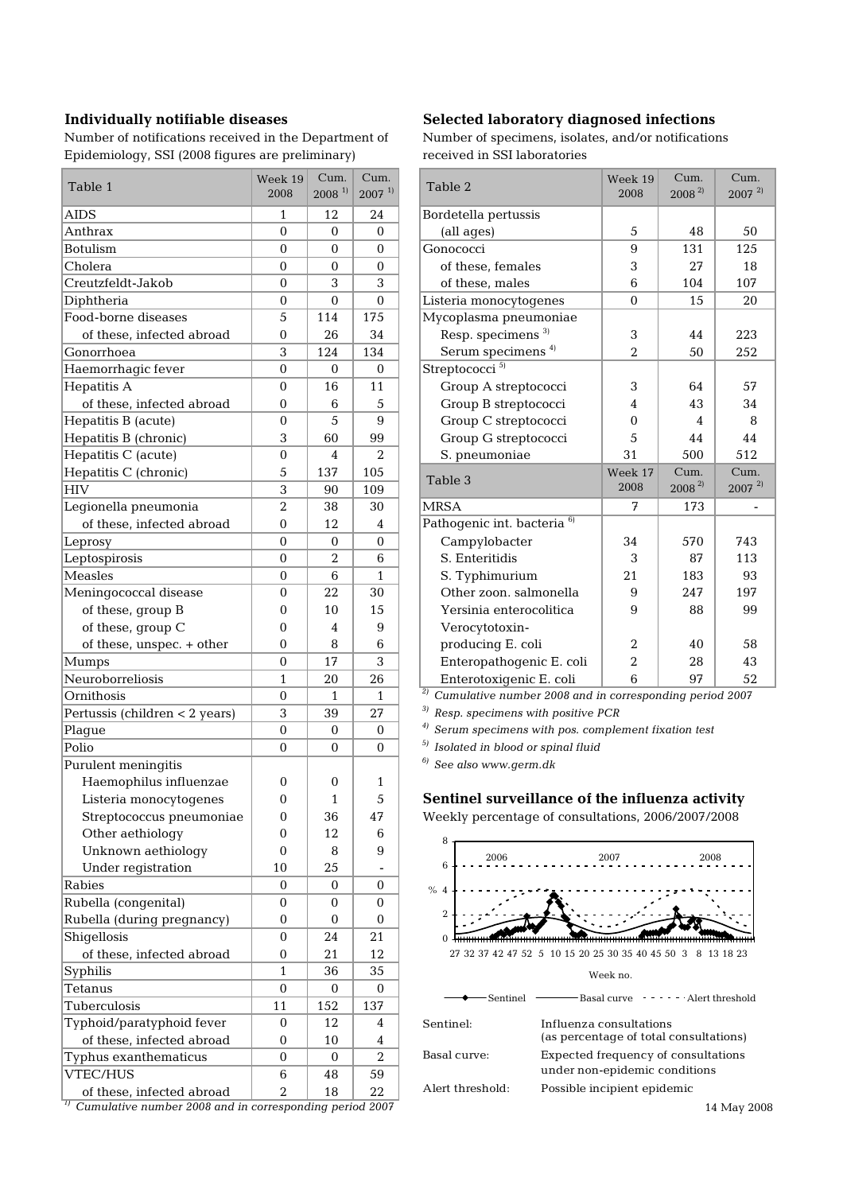## Individually notifiable diseases

Number of notifications received in the Department of Epidemiology, SSI (2008 figures are preliminary)

| Table 1 | Week 19 2008 | Cum. 2008 [1)] | Cum. 2007 [1)] |
|---|---|---|---|
| AIDS | 1 | 12 | 24 |
| Anthrax | 0 | 0 | 0 |
| Botulism | 0 | 0 | 0 |
| Cholera | 0 | 0 | 0 |
| Creutzfeldt-Jakob | 0 | 3 | 3 |
| Diphtheria | 0 | 0 | 0 |
| Food-borne diseases | 5 | 114 | 175 |
| of these, infected abroad | 0 | 26 | 34 |
| Gonorrhoea | 3 | 124 | 134 |
| Haemorrhagic fever | 0 | 0 | 0 |
| Hepatitis A | 0 | 16 | 11 |
| of these, infected abroad | 0 | 6 | 5 |
| Hepatitis B (acute) | 0 | 5 | 9 |
| Hepatitis B (chronic) | 3 | 60 | 99 |
| Hepatitis C (acute) | 0 | 4 | 2 |
| Hepatitis C (chronic) | 5 | 137 | 105 |
| HIV | 3 | 90 | 109 |
| Legionella pneumonia | 2 | 38 | 30 |
| of these, infected abroad | 0 | 12 | 4 |
| Leprosy | 0 | 0 | 0 |
| Leptospirosis | 0 | 2 | 6 |
| Measles | 0 | 6 | 1 |
| Meningococcal disease | 0 | 22 | 30 |
| of these, group B | 0 | 10 | 15 |
| of these, group C | 0 | 4 | 9 |
| of these, unspec. + other | 0 | 8 | 6 |
| Mumps | 0 | 17 | 3 |
| Neuroborreliosis | 1 | 20 | 26 |
| Ornithosis | 0 | 1 | 1 |
| Pertussis (children < 2 years) | 3 | 39 | 27 |
| Plague | 0 | 0 | 0 |
| Polio | 0 | 0 | 0 |
| Purulent meningitis | | | |
| Haemophilus influenzae | 0 | 0 | 1 |
| Listeria monocytogenes | 0 | 1 | 5 |
| Streptococcus pneumoniae | 0 | 36 | 47 |
| Other aethiology | 0 | 12 | 6 |
| Unknown aethiology | 0 | 8 | 9 |
| Under registration | 10 | 25 | - |
| Rabies | 0 | 0 | 0 |
| Rubella (congenital) | 0 | 0 | 0 |
| Rubella (during pregnancy) | 0 | 0 | 0 |
| Shigellosis | 0 | 24 | 21 |
| of these, infected abroad | 0 | 21 | 12 |
| Syphilis | 1 | 36 | 35 |
| Tetanus | 0 | 0 | 0 |
| Tuberculosis | 11 | 152 | 137 |
| Typhoid/paratyphoid fever | 0 | 12 | 4 |
| of these, infected abroad | 0 | 10 | 4 |
| Typhus exanthematicus | 0 | 0 | 2 |
| VTEC/HUS | 6 | 48 | 59 |
| of these, infected abroad | 2 | 18 | 22 |

*1) Cumulative number 2008 and in corresponding period 2007*

## Selected laboratory diagnosed infections

Number of specimens, isolates, and/or notifications received in SSI laboratories

| Table 2 | Week 19 2008 | Cum. 2008 [2)] | Cum. 2007 [2)] |
|---|---|---|---|
| Bordetella pertussis | | | |
| (all ages) | 5 | 48 | 50 |
| Gonococci | 9 | 131 | 125 |
| of these, females | 3 | 27 | 18 |
| of these, males | 6 | 104 | 107 |
| Listeria monocytogenes | 0 | 15 | 20 |
| Mycoplasma pneumoniae | | | |
| Resp. specimens [3)] | 3 | 44 | 223 |
| Serum specimens [4)] | 2 | 50 | 252 |
| Streptococci [5)] | | | |
| Group A streptococci | 3 | 64 | 57 |
| Group B streptococci | 4 | 43 | 34 |
| Group C streptococci | 0 | 4 | 8 |
| Group G streptococci | 5 | 44 | 44 |
| S. pneumoniae | 31 | 500 | 512 |

| Table 3 | Week 17 2008 | Cum. 2008 [2)] | Cum. 2007 [2)] |
|---|---|---|---|
| MRSA | 7 | 173 | - |
| Pathogenic int. bacteria [6)] | | | |
| Campylobacter | 34 | 570 | 743 |
| S. Enteritidis | 3 | 87 | 113 |
| S. Typhimurium | 21 | 183 | 93 |
| Other zoon. salmonella | 9 | 247 | 197 |
| Yersinia enterocolitica | 9 | 88 | 99 |
| Verocytotoxin- | | | |
| producing E. coli | 2 | 40 | 58 |
| Enteropathogenic E. coli | 2 | 28 | 43 |
| Enterotoxigenic E. coli | 6 | 97 | 52 |

*2) Cumulative number 2008 and in corresponding period 2007*

*3) Resp. specimens with positive PCR*

*4) Serum specimens with pos. complement fixation test*

*5) Isolated in blood or spinal fluid*

*6) See also www.germ.dk*

## Sentinel surveillance of the influenza activity

Weekly percentage of consultations, 2006/2007/2008

8
6
% 4
2
0
2006
2007
2008
27 32 37 42 47 52 5 10 15 20 25 30 35 40 45 50 3 8 13 18 23
Week no.
Sentinel
Basal curve
Alert threshold

Sentinel: Influenza consultations (as percentage of total consultations)

Basal curve: Expected frequency of consultations under non-epidemic conditions

Alert threshold: Possible incipient epidemic

14 May 2008